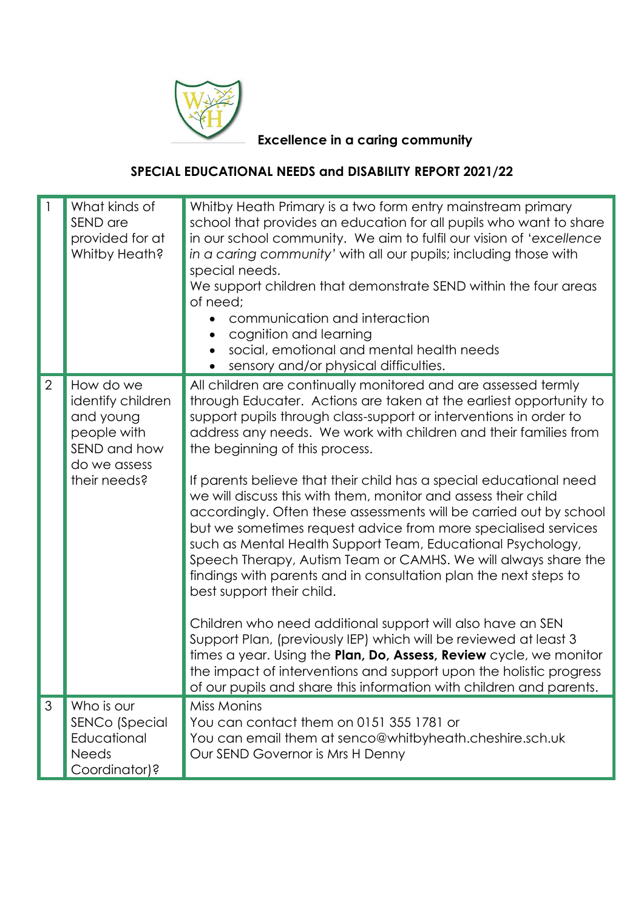**Excellence in a caring community**

## SPECIAL EDUCATIONAL NEEDS and DISABILITY REPORT 2021/22

| | | |
|---|---|---|
| 1 | What kinds of SEND are provided for at Whitby Heath? | Whitby Heath Primary is a two form entry mainstream primary school that provides an education for all pupils who want to share in our school community. We aim to fulfil our vision of '*excellence in a caring community*' with all our pupils; including those with special needs.<br>We support children that demonstrate SEND within the four areas of need;<br>• communication and interaction<br>• cognition and learning<br>• social, emotional and mental health needs<br>• sensory and/or physical difficulties. |
| 2 | How do we identify children and young people with SEND and how do we assess their needs? | All children are continually monitored and are assessed termly through Educater. Actions are taken at the earliest opportunity to support pupils through class-support or interventions in order to address any needs. We work with children and their families from the beginning of this process.<br><br>If parents believe that their child has a special educational need we will discuss this with them, monitor and assess their child accordingly. Often these assessments will be carried out by school but we sometimes request advice from more specialised services such as Mental Health Support Team, Educational Psychology, Speech Therapy, Autism Team or CAMHS. We will always share the findings with parents and in consultation plan the next steps to best support their child.<br><br>Children who need additional support will also have an SEN Support Plan, (previously IEP) which will be reviewed at least 3 times a year. Using the **Plan, Do, Assess, Review** cycle, we monitor the impact of interventions and support upon the holistic progress of our pupils and share this information with children and parents. |
| 3 | Who is our SENCo (Special Educational Needs Coordinator)? | Miss Monins<br>You can contact them on 0151 355 1781 or<br>You can email them at senco@whitbyheath.cheshire.sch.uk<br>Our SEND Governor is Mrs H Denny |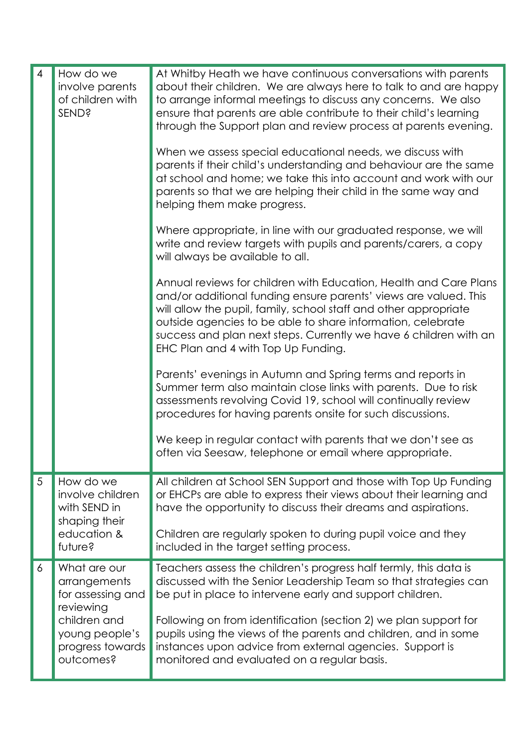| | | |
|---|---|---|
| 4 | How do we involve parents of children with SEND? | At Whitby Heath we have continuous conversations with parents about their children. We are always here to talk to and are happy to arrange informal meetings to discuss any concerns. We also ensure that parents are able contribute to their child's learning through the Support plan and review process at parents evening.<br><br>When we assess special educational needs, we discuss with parents if their child's understanding and behaviour are the same at school and home; we take this into account and work with our parents so that we are helping their child in the same way and helping them make progress.<br><br>Where appropriate, in line with our graduated response, we will write and review targets with pupils and parents/carers, a copy will always be available to all.<br><br>Annual reviews for children with Education, Health and Care Plans and/or additional funding ensure parents' views are valued. This will allow the pupil, family, school staff and other appropriate outside agencies to be able to share information, celebrate success and plan next steps. Currently we have 6 children with an EHC Plan and 4 with Top Up Funding.<br><br>Parents' evenings in Autumn and Spring terms and reports in Summer term also maintain close links with parents. Due to risk assessments revolving Covid 19, school will continually review procedures for having parents onsite for such discussions.<br><br>We keep in regular contact with parents that we don't see as often via Seesaw, telephone or email where appropriate. |
| 5 | How do we involve children with SEND in shaping their education & future? | All children at School SEN Support and those with Top Up Funding or EHCPs are able to express their views about their learning and have the opportunity to discuss their dreams and aspirations.<br><br>Children are regularly spoken to during pupil voice and they included in the target setting process. |
| 6 | What are our arrangements for assessing and reviewing children and young people's progress towards outcomes? | Teachers assess the children's progress half termly, this data is discussed with the Senior Leadership Team so that strategies can be put in place to intervene early and support children.<br><br>Following on from identification (section 2) we plan support for pupils using the views of the parents and children, and in some instances upon advice from external agencies. Support is monitored and evaluated on a regular basis. |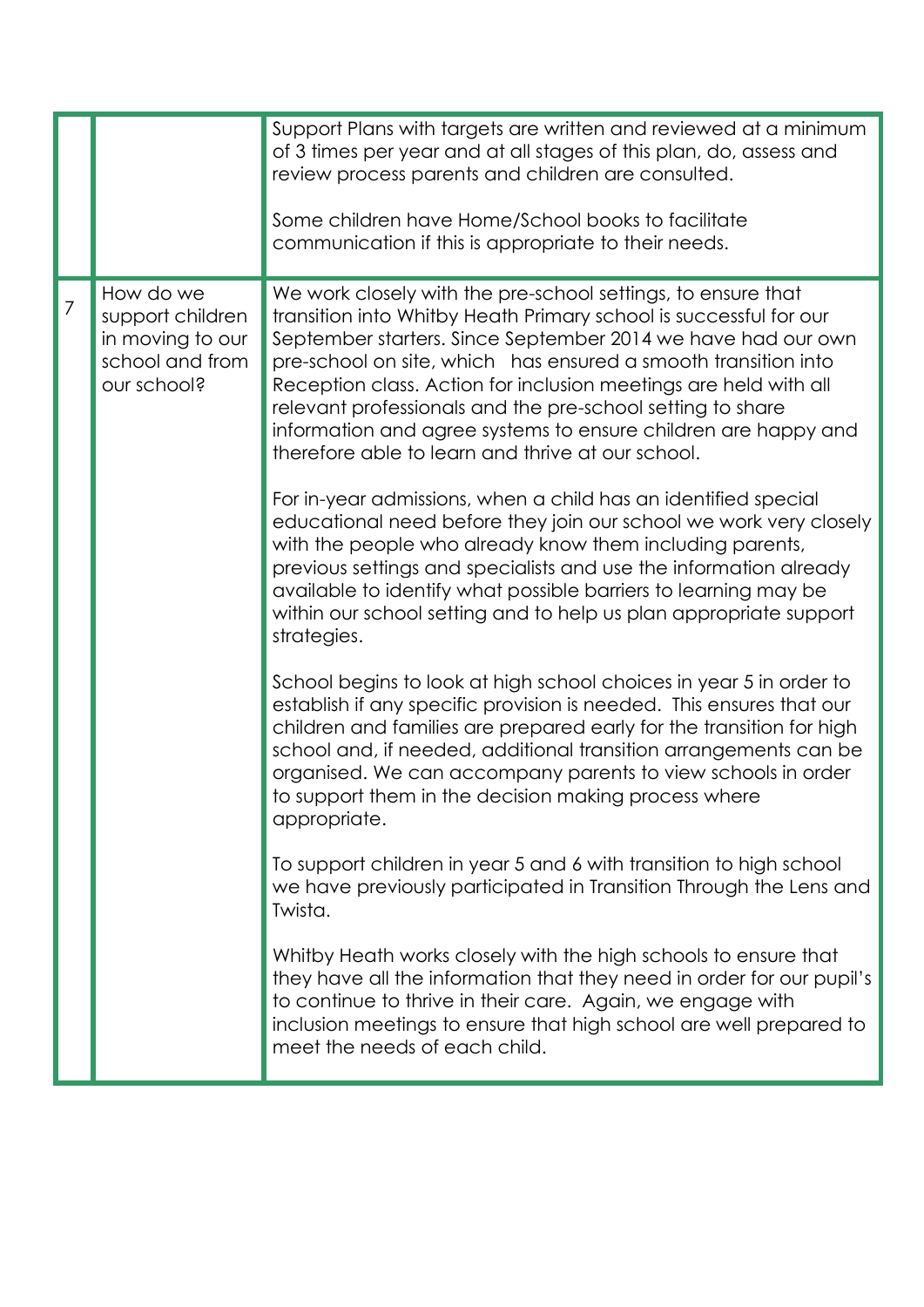| | | |
|---|---|---|
| | | Support Plans with targets are written and reviewed at a minimum of 3 times per year and at all stages of this plan, do, assess and review process parents and children are consulted.<br><br>Some children have Home/School books to facilitate communication if this is appropriate to their needs. |
| 7 | How do we support children in moving to our school and from our school? | We work closely with the pre-school settings, to ensure that transition into Whitby Heath Primary school is successful for our September starters. Since September 2014 we have had our own pre-school on site, which has ensured a smooth transition into Reception class. Action for inclusion meetings are held with all relevant professionals and the pre-school setting to share information and agree systems to ensure children are happy and therefore able to learn and thrive at our school.<br><br>For in-year admissions, when a child has an identified special educational need before they join our school we work very closely with the people who already know them including parents, previous settings and specialists and use the information already available to identify what possible barriers to learning may be within our school setting and to help us plan appropriate support strategies.<br><br>School begins to look at high school choices in year 5 in order to establish if any specific provision is needed. This ensures that our children and families are prepared early for the transition for high school and, if needed, additional transition arrangements can be organised. We can accompany parents to view schools in order to support them in the decision making process where appropriate.<br><br>To support children in year 5 and 6 with transition to high school we have previously participated in Transition Through the Lens and Twista.<br><br>Whitby Heath works closely with the high schools to ensure that they have all the information that they need in order for our pupil's to continue to thrive in their care. Again, we engage with inclusion meetings to ensure that high school are well prepared to meet the needs of each child. |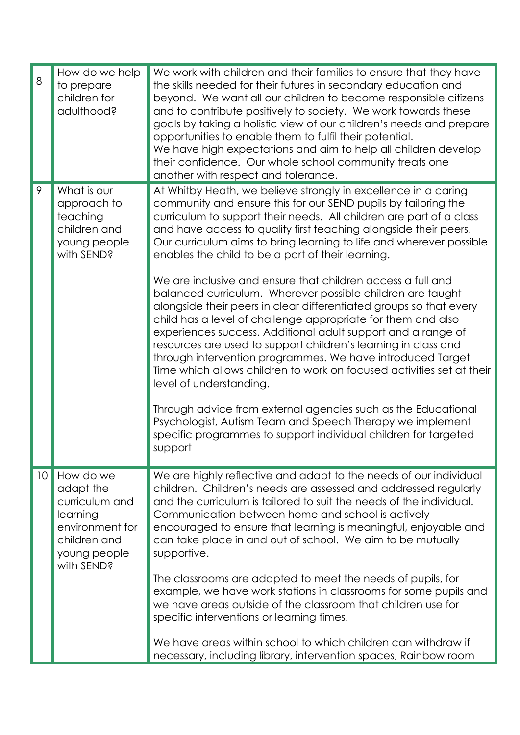| | | |
|---|---|---|
| 8 | How do we help to prepare children for adulthood? | We work with children and their families to ensure that they have the skills needed for their futures in secondary education and beyond. We want all our children to become responsible citizens and to contribute positively to society. We work towards these goals by taking a holistic view of our children's needs and prepare opportunities to enable them to fulfil their potential.<br>We have high expectations and aim to help all children develop their confidence. Our whole school community treats one another with respect and tolerance. |
| 9 | What is our approach to teaching children and young people with SEND? | At Whitby Heath, we believe strongly in excellence in a caring community and ensure this for our SEND pupils by tailoring the curriculum to support their needs. All children are part of a class and have access to quality first teaching alongside their peers. Our curriculum aims to bring learning to life and wherever possible enables the child to be a part of their learning.<br><br>We are inclusive and ensure that children access a full and balanced curriculum. Wherever possible children are taught alongside their peers in clear differentiated groups so that every child has a level of challenge appropriate for them and also experiences success. Additional adult support and a range of resources are used to support children's learning in class and through intervention programmes. We have introduced Target Time which allows children to work on focused activities set at their level of understanding.<br><br>Through advice from external agencies such as the Educational Psychologist, Autism Team and Speech Therapy we implement specific programmes to support individual children for targeted support |
| 10 | How do we adapt the curriculum and learning environment for children and young people with SEND? | We are highly reflective and adapt to the needs of our individual children. Children's needs are assessed and addressed regularly and the curriculum is tailored to suit the needs of the individual. Communication between home and school is actively encouraged to ensure that learning is meaningful, enjoyable and can take place in and out of school. We aim to be mutually supportive.<br><br>The classrooms are adapted to meet the needs of pupils, for example, we have work stations in classrooms for some pupils and we have areas outside of the classroom that children use for specific interventions or learning times.<br><br>We have areas within school to which children can withdraw if necessary, including library, intervention spaces, Rainbow room |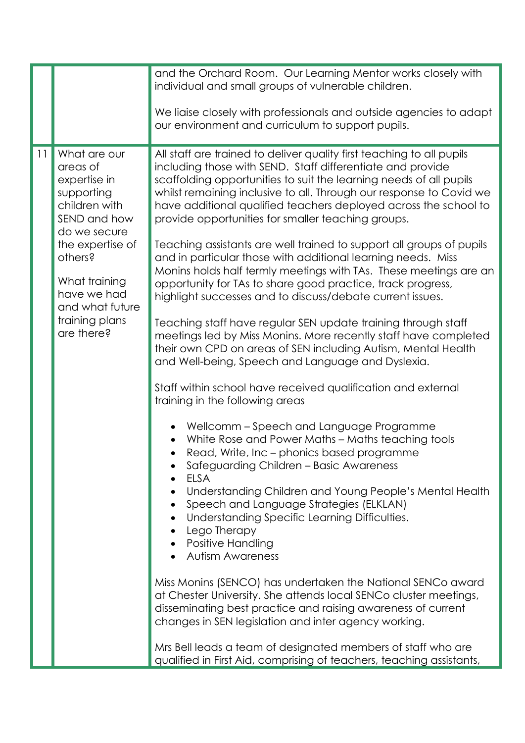| | | |
|---|---|---|
| | | and the Orchard Room. Our Learning Mentor works closely with individual and small groups of vulnerable children.<br><br>We liaise closely with professionals and outside agencies to adapt our environment and curriculum to support pupils. |
| 11 | What are our areas of expertise in supporting children with SEND and how do we secure the expertise of others?<br><br>What training have we had and what future training plans are there? | All staff are trained to deliver quality first teaching to all pupils including those with SEND. Staff differentiate and provide scaffolding opportunities to suit the learning needs of all pupils whilst remaining inclusive to all. Through our response to Covid we have additional qualified teachers deployed across the school to provide opportunities for smaller teaching groups.<br><br>Teaching assistants are well trained to support all groups of pupils and in particular those with additional learning needs. Miss Monins holds half termly meetings with TAs. These meetings are an opportunity for TAs to share good practice, track progress, highlight successes and to discuss/debate current issues.<br><br>Teaching staff have regular SEN update training through staff meetings led by Miss Monins. More recently staff have completed their own CPD on areas of SEN including Autism, Mental Health and Well-being, Speech and Language and Dyslexia.<br><br>Staff within school have received qualification and external training in the following areas<br><br>• Wellcomm – Speech and Language Programme<br>• White Rose and Power Maths – Maths teaching tools<br>• Read, Write, Inc – phonics based programme<br>• Safeguarding Children – Basic Awareness<br>• ELSA<br>• Understanding Children and Young People's Mental Health<br>• Speech and Language Strategies (ELKLAN)<br>• Understanding Specific Learning Difficulties.<br>• Lego Therapy<br>• Positive Handling<br>• Autism Awareness<br><br>Miss Monins (SENCO) has undertaken the National SENCo award at Chester University. She attends local SENCo cluster meetings, disseminating best practice and raising awareness of current changes in SEN legislation and inter agency working.<br><br>Mrs Bell leads a team of designated members of staff who are qualified in First Aid, comprising of teachers, teaching assistants, |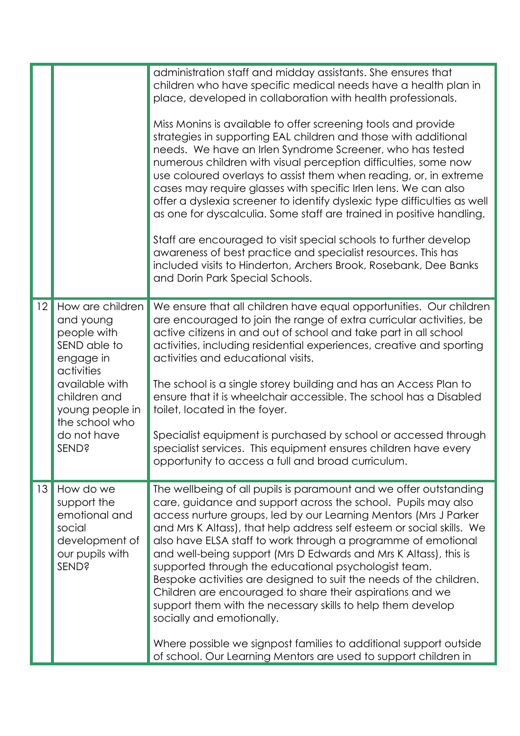| | | |
|---|---|---|
| | | administration staff and midday assistants. She ensures that children who have specific medical needs have a health plan in place, developed in collaboration with health professionals.<br><br>Miss Monins is available to offer screening tools and provide strategies in supporting EAL children and those with additional needs. We have an Irlen Syndrome Screener, who has tested numerous children with visual perception difficulties, some now use coloured overlays to assist them when reading, or, in extreme cases may require glasses with specific Irlen lens. We can also offer a dyslexia screener to identify dyslexic type difficulties as well as one for dyscalculia. Some staff are trained in positive handling.<br><br>Staff are encouraged to visit special schools to further develop awareness of best practice and specialist resources. This has included visits to Hinderton, Archers Brook, Rosebank, Dee Banks and Dorin Park Special Schools. |
| 12 | How are children and young people with SEND able to engage in activities available with children and young people in the school who do not have SEND? | We ensure that all children have equal opportunities. Our children are encouraged to join the range of extra curricular activities, be active citizens in and out of school and take part in all school activities, including residential experiences, creative and sporting activities and educational visits.<br><br>The school is a single storey building and has an Access Plan to ensure that it is wheelchair accessible. The school has a Disabled toilet, located in the foyer.<br><br>Specialist equipment is purchased by school or accessed through specialist services. This equipment ensures children have every opportunity to access a full and broad curriculum. |
| 13 | How do we support the emotional and social development of our pupils with SEND? | The wellbeing of all pupils is paramount and we offer outstanding care, guidance and support across the school. Pupils may also access nurture groups, led by our Learning Mentors (Mrs J Parker and Mrs K Altass), that help address self esteem or social skills. We also have ELSA staff to work through a programme of emotional and well-being support (Mrs D Edwards and Mrs K Altass), this is supported through the educational psychologist team. Bespoke activities are designed to suit the needs of the children. Children are encouraged to share their aspirations and we support them with the necessary skills to help them develop socially and emotionally.<br><br>Where possible we signpost families to additional support outside of school. Our Learning Mentors are used to support children in |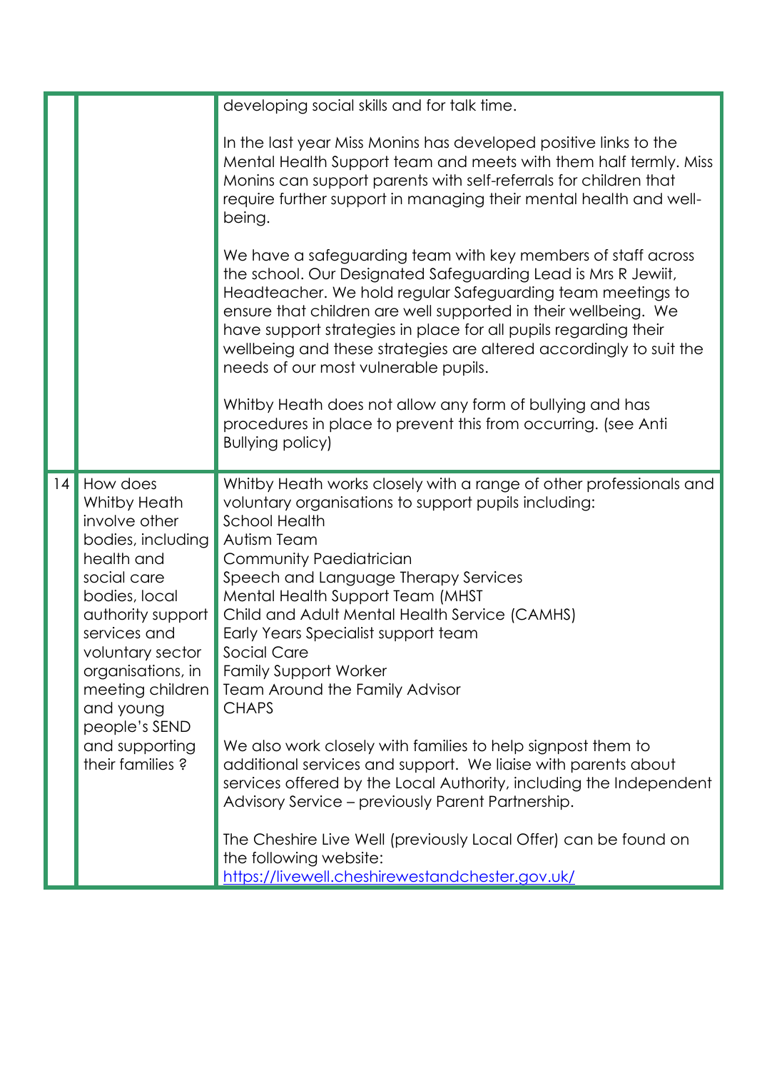| | | |
|---|---|---|
| | | developing social skills and for talk time.<br><br>In the last year Miss Monins has developed positive links to the Mental Health Support team and meets with them half termly. Miss Monins can support parents with self-referrals for children that require further support in managing their mental health and well-being.<br><br>We have a safeguarding team with key members of staff across the school. Our Designated Safeguarding Lead is Mrs R Jewiit, Headteacher. We hold regular Safeguarding team meetings to ensure that children are well supported in their wellbeing. We have support strategies in place for all pupils regarding their wellbeing and these strategies are altered accordingly to suit the needs of our most vulnerable pupils.<br><br>Whitby Heath does not allow any form of bullying and has procedures in place to prevent this from occurring. (see Anti Bullying policy) |
| 14 | How does Whitby Heath involve other bodies, including health and social care bodies, local authority support services and voluntary sector organisations, in meeting children and young people's SEND and supporting their families ? | Whitby Heath works closely with a range of other professionals and voluntary organisations to support pupils including:<br>School Health<br>Autism Team<br>Community Paediatrician<br>Speech and Language Therapy Services<br>Mental Health Support Team (MHST<br>Child and Adult Mental Health Service (CAMHS)<br>Early Years Specialist support team<br>Social Care<br>Family Support Worker<br>Team Around the Family Advisor<br>CHAPS<br><br>We also work closely with families to help signpost them to additional services and support. We liaise with parents about services offered by the Local Authority, including the Independent Advisory Service – previously Parent Partnership.<br><br>The Cheshire Live Well (previously Local Offer) can be found on the following website:<br>https://livewell.cheshirewestandchester.gov.uk/ |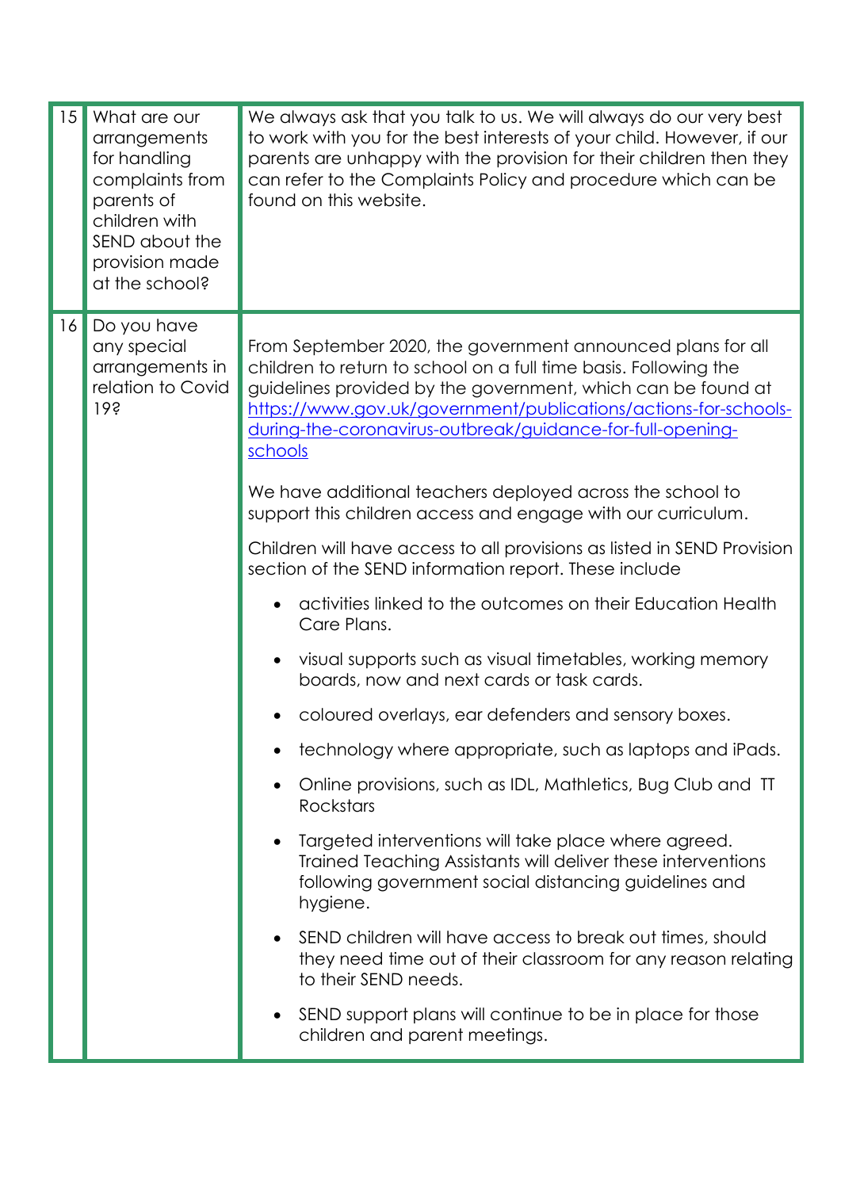| | | |
|---|---|---|
| 15 | What are our arrangements for handling complaints from parents of children with SEND about the provision made at the school? | We always ask that you talk to us. We will always do our very best to work with you for the best interests of your child. However, if our parents are unhappy with the provision for their children then they can refer to the Complaints Policy and procedure which can be found on this website. |
| 16 | Do you have any special arrangements in relation to Covid 19? | From September 2020, the government announced plans for all children to return to school on a full time basis. Following the guidelines provided by the government, which can be found at [https://www.gov.uk/government/publications/actions-for-schools-during-the-coronavirus-outbreak/guidance-for-full-opening-schools](https://www.gov.uk/government/publications/actions-for-schools-during-the-coronavirus-outbreak/guidance-for-full-opening-schools)<br><br>We have additional teachers deployed across the school to support this children access and engage with our curriculum.<br><br>Children will have access to all provisions as listed in SEND Provision section of the SEND information report. These include<br><br>• activities linked to the outcomes on their Education Health Care Plans.<br>• visual supports such as visual timetables, working memory boards, now and next cards or task cards.<br>• coloured overlays, ear defenders and sensory boxes.<br>• technology where appropriate, such as laptops and iPads.<br>• Online provisions, such as IDL, Mathletics, Bug Club and TT Rockstars<br>• Targeted interventions will take place where agreed. Trained Teaching Assistants will deliver these interventions following government social distancing guidelines and hygiene.<br>• SEND children will have access to break out times, should they need time out of their classroom for any reason relating to their SEND needs.<br>• SEND support plans will continue to be in place for those children and parent meetings. |